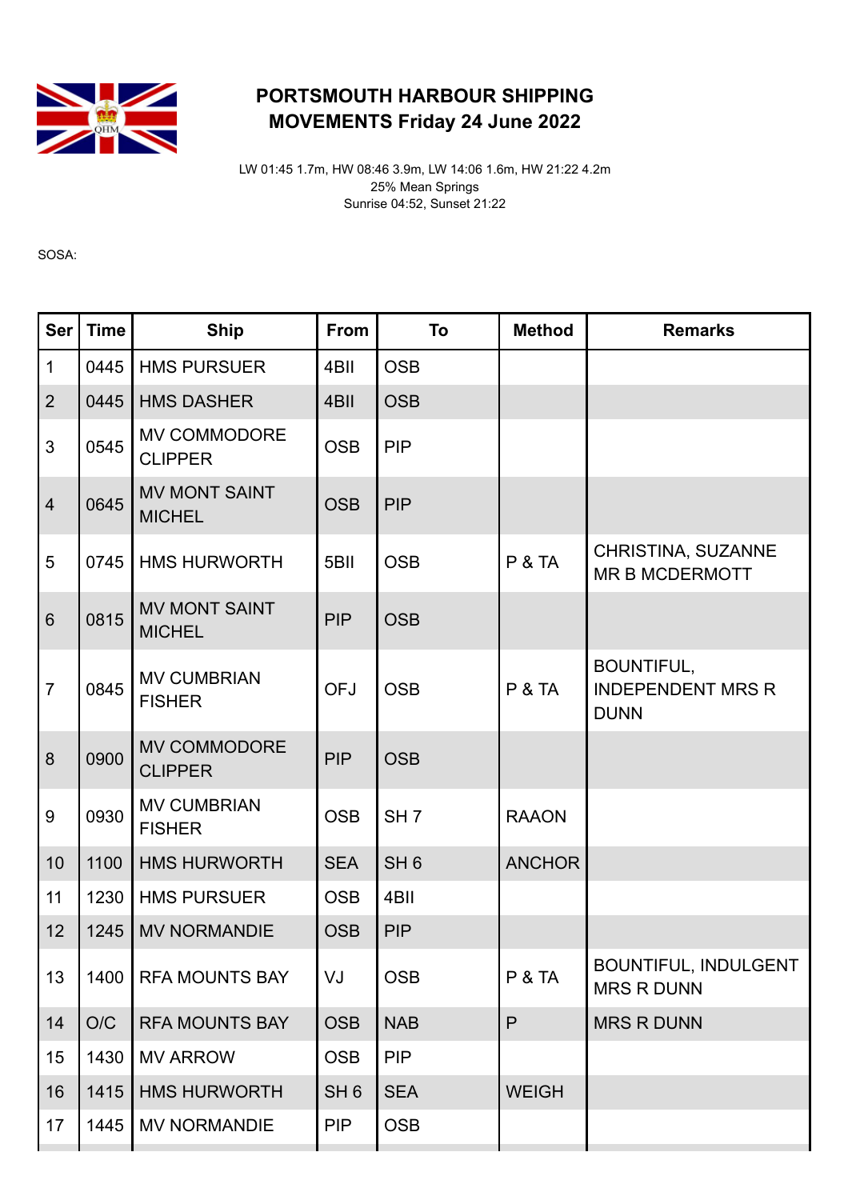# PORTSMOUTH HARBOUR SHIPPING MOVEMENTS Friday 24 June 2022

LW 01:45 1.7m, HW 08:46 3.9m, LW 14:06 1.6m, HW 21:22 4.2m
25% Mean Springs
Sunrise 04:52, Sunset 21:22

SOSA:

| Ser | Time | Ship | From | To | Method | Remarks |
|---|---|---|---|---|---|---|
| 1 | 0445 | HMS PURSUER | 4BII | OSB | | |
| 2 | 0445 | HMS DASHER | 4BII | OSB | | |
| 3 | 0545 | MV COMMODORE CLIPPER | OSB | PIP | | |
| 4 | 0645 | MV MONT SAINT MICHEL | OSB | PIP | | |
| 5 | 0745 | HMS HURWORTH | 5BII | OSB | P & TA | CHRISTINA, SUZANNE MR B MCDERMOTT |
| 6 | 0815 | MV MONT SAINT MICHEL | PIP | OSB | | |
| 7 | 0845 | MV CUMBRIAN FISHER | OFJ | OSB | P & TA | BOUNTIFUL, INDEPENDENT MRS R DUNN |
| 8 | 0900 | MV COMMODORE CLIPPER | PIP | OSB | | |
| 9 | 0930 | MV CUMBRIAN FISHER | OSB | SH 7 | RAAON | |
| 10 | 1100 | HMS HURWORTH | SEA | SH 6 | ANCHOR | |
| 11 | 1230 | HMS PURSUER | OSB | 4BII | | |
| 12 | 1245 | MV NORMANDIE | OSB | PIP | | |
| 13 | 1400 | RFA MOUNTS BAY | VJ | OSB | P & TA | BOUNTIFUL, INDULGENT MRS R DUNN |
| 14 | O/C | RFA MOUNTS BAY | OSB | NAB | P | MRS R DUNN |
| 15 | 1430 | MV ARROW | OSB | PIP | | |
| 16 | 1415 | HMS HURWORTH | SH 6 | SEA | WEIGH | |
| 17 | 1445 | MV NORMANDIE | PIP | OSB | | |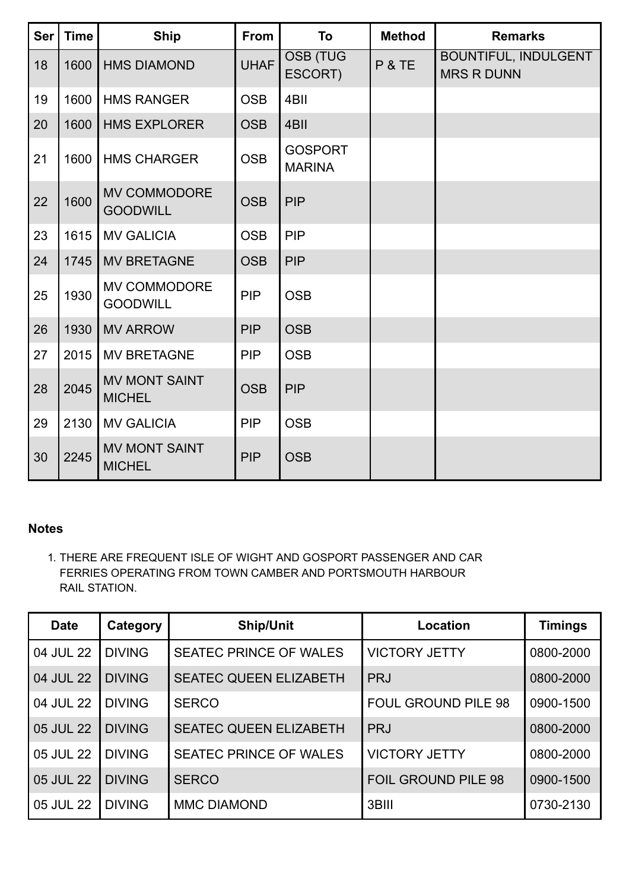| Ser | Time | Ship | From | To | Method | Remarks |
| --- | --- | --- | --- | --- | --- | --- |
| 18 | 1600 | HMS DIAMOND | UHAF | OSB (TUG ESCORT) | P & TE | BOUNTIFUL, INDULGENT MRS R DUNN |
| 19 | 1600 | HMS RANGER | OSB | 4BII | | |
| 20 | 1600 | HMS EXPLORER | OSB | 4BII | | |
| 21 | 1600 | HMS CHARGER | OSB | GOSPORT MARINA | | |
| 22 | 1600 | MV COMMODORE GOODWILL | OSB | PIP | | |
| 23 | 1615 | MV GALICIA | OSB | PIP | | |
| 24 | 1745 | MV BRETAGNE | OSB | PIP | | |
| 25 | 1930 | MV COMMODORE GOODWILL | PIP | OSB | | |
| 26 | 1930 | MV ARROW | PIP | OSB | | |
| 27 | 2015 | MV BRETAGNE | PIP | OSB | | |
| 28 | 2045 | MV MONT SAINT MICHEL | OSB | PIP | | |
| 29 | 2130 | MV GALICIA | PIP | OSB | | |
| 30 | 2245 | MV MONT SAINT MICHEL | PIP | OSB | | |

**Notes**

1. THERE ARE FREQUENT ISLE OF WIGHT AND GOSPORT PASSENGER AND CAR FERRIES OPERATING FROM TOWN CAMBER AND PORTSMOUTH HARBOUR RAIL STATION.

| Date | Category | Ship/Unit | Location | Timings |
| --- | --- | --- | --- | --- |
| 04 JUL 22 | DIVING | SEATEC PRINCE OF WALES | VICTORY JETTY | 0800-2000 |
| 04 JUL 22 | DIVING | SEATEC QUEEN ELIZABETH | PRJ | 0800-2000 |
| 04 JUL 22 | DIVING | SERCO | FOUL GROUND PILE 98 | 0900-1500 |
| 05 JUL 22 | DIVING | SEATEC QUEEN ELIZABETH | PRJ | 0800-2000 |
| 05 JUL 22 | DIVING | SEATEC PRINCE OF WALES | VICTORY JETTY | 0800-2000 |
| 05 JUL 22 | DIVING | SERCO | FOIL GROUND PILE 98 | 0900-1500 |
| 05 JUL 22 | DIVING | MMC DIAMOND | 3BIII | 0730-2130 |